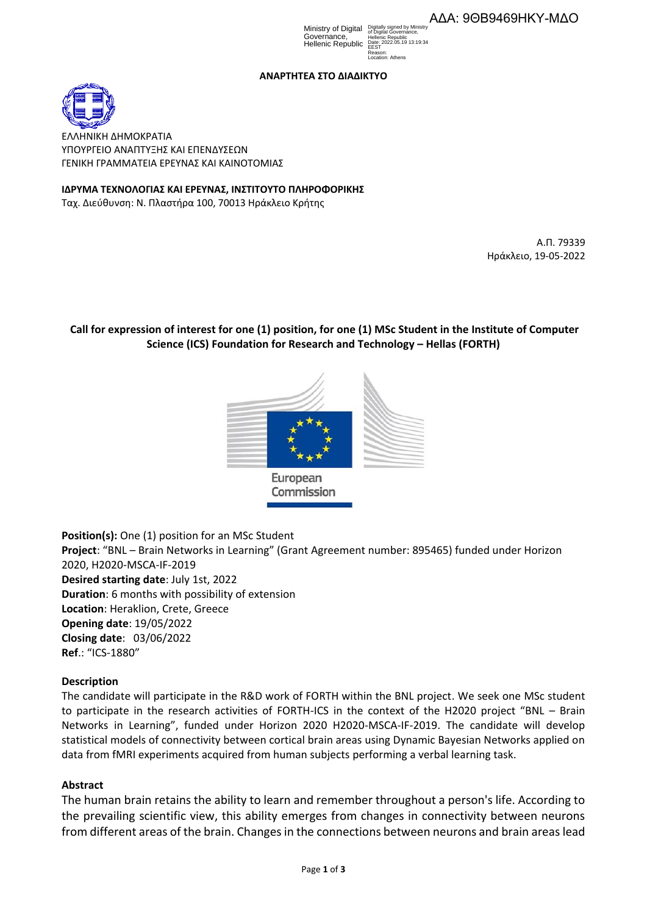ΑΔΑ: 9ΘΒ9469ΗΚΥ-ΜΔΟ

Ministry of Digital Governance, Hellenic Republic
Digitally signed by Ministry of Digital Governance, Hellenic Republic
Date: 2022.05.19 13:19:34 EEST
Reason:
Location: Athens

**ΑΝΑΡΤΗΤΕΑ ΣΤΟ ΔΙΑΔΙΚΤΥΟ**

ΕΛΛΗΝΙΚΗ ΔΗΜΟΚΡΑΤΙΑ
ΥΠΟΥΡΓΕΙΟ ΑΝΑΠΤΥΞΗΣ ΚΑΙ ΕΠΕΝΔΥΣΕΩΝ
ΓΕΝΙΚΗ ΓΡΑΜΜΑΤΕΙΑ ΕΡΕΥΝΑΣ ΚΑΙ ΚΑΙΝΟΤΟΜΙΑΣ

**ΙΔΡΥΜΑ ΤΕΧΝΟΛΟΓΙΑΣ ΚΑΙ ΕΡΕΥΝΑΣ, ΙΝΣΤΙΤΟΥΤΟ ΠΛΗΡΟΦΟΡΙΚΗΣ**
Ταχ. Διεύθυνση: Ν. Πλαστήρα 100, 70013 Ηράκλειο Κρήτης

Α.Π. 79339
Ηράκλειο, 19-05-2022

**Call for expression of interest for one (1) position, for one (1) MSc Student in the Institute of Computer Science (ICS) Foundation for Research and Technology – Hellas (FORTH)**

European Commission

**Position(s):** One (1) position for an MSc Student
**Project**: "BNL – Brain Networks in Learning" (Grant Agreement number: 895465) funded under Horizon 2020, H2020-MSCA-IF-2019
**Desired starting date**: July 1st, 2022
**Duration**: 6 months with possibility of extension
**Location**: Heraklion, Crete, Greece
**Opening date**: 19/05/2022
**Closing date**: 03/06/2022
**Ref.**: "ICS-1880"

**Description**

The candidate will participate in the R&D work of FORTH within the BNL project. We seek one MSc student to participate in the research activities of FORTH-ICS in the context of the H2020 project "BNL – Brain Networks in Learning", funded under Horizon 2020 H2020-MSCA-IF-2019. The candidate will develop statistical models of connectivity between cortical brain areas using Dynamic Bayesian Networks applied on data from fMRI experiments acquired from human subjects performing a verbal learning task.

**Abstract**

The human brain retains the ability to learn and remember throughout a person's life. According to the prevailing scientific view, this ability emerges from changes in connectivity between neurons from different areas of the brain. Changes in the connections between neurons and brain areas lead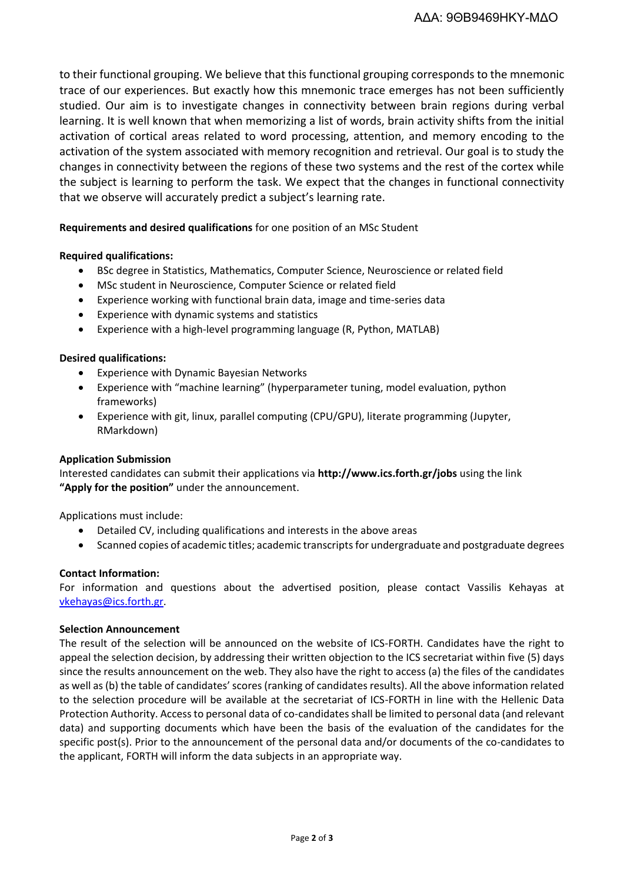to their functional grouping. We believe that this functional grouping corresponds to the mnemonic trace of our experiences. But exactly how this mnemonic trace emerges has not been sufficiently studied. Our aim is to investigate changes in connectivity between brain regions during verbal learning. It is well known that when memorizing a list of words, brain activity shifts from the initial activation of cortical areas related to word processing, attention, and memory encoding to the activation of the system associated with memory recognition and retrieval. Our goal is to study the changes in connectivity between the regions of these two systems and the rest of the cortex while the subject is learning to perform the task. We expect that the changes in functional connectivity that we observe will accurately predict a subject's learning rate.

**Requirements and desired qualifications** for one position of an MSc Student

**Required qualifications:**

- BSc degree in Statistics, Mathematics, Computer Science, Neuroscience or related field
- MSc student in Neuroscience, Computer Science or related field
- Experience working with functional brain data, image and time-series data
- Experience with dynamic systems and statistics
- Experience with a high-level programming language (R, Python, MATLAB)

**Desired qualifications:**

- Experience with Dynamic Bayesian Networks
- Experience with "machine learning" (hyperparameter tuning, model evaluation, python frameworks)
- Experience with git, linux, parallel computing (CPU/GPU), literate programming (Jupyter, RMarkdown)

**Application Submission**

Interested candidates can submit their applications via **http://www.ics.forth.gr/jobs** using the link **"Apply for the position"** under the announcement.

Applications must include:

- Detailed CV, including qualifications and interests in the above areas
- Scanned copies of academic titles; academic transcripts for undergraduate and postgraduate degrees

**Contact Information:**

For information and questions about the advertised position, please contact Vassilis Kehayas at vkehayas@ics.forth.gr.

**Selection Announcement**

The result of the selection will be announced on the website of ICS-FORTH. Candidates have the right to appeal the selection decision, by addressing their written objection to the ICS secretariat within five (5) days since the results announcement on the web. They also have the right to access (a) the files of the candidates as well as (b) the table of candidates' scores (ranking of candidates results). All the above information related to the selection procedure will be available at the secretariat of ICS-FORTH in line with the Hellenic Data Protection Authority. Access to personal data of co-candidates shall be limited to personal data (and relevant data) and supporting documents which have been the basis of the evaluation of the candidates for the specific post(s). Prior to the announcement of the personal data and/or documents of the co-candidates to the applicant, FORTH will inform the data subjects in an appropriate way.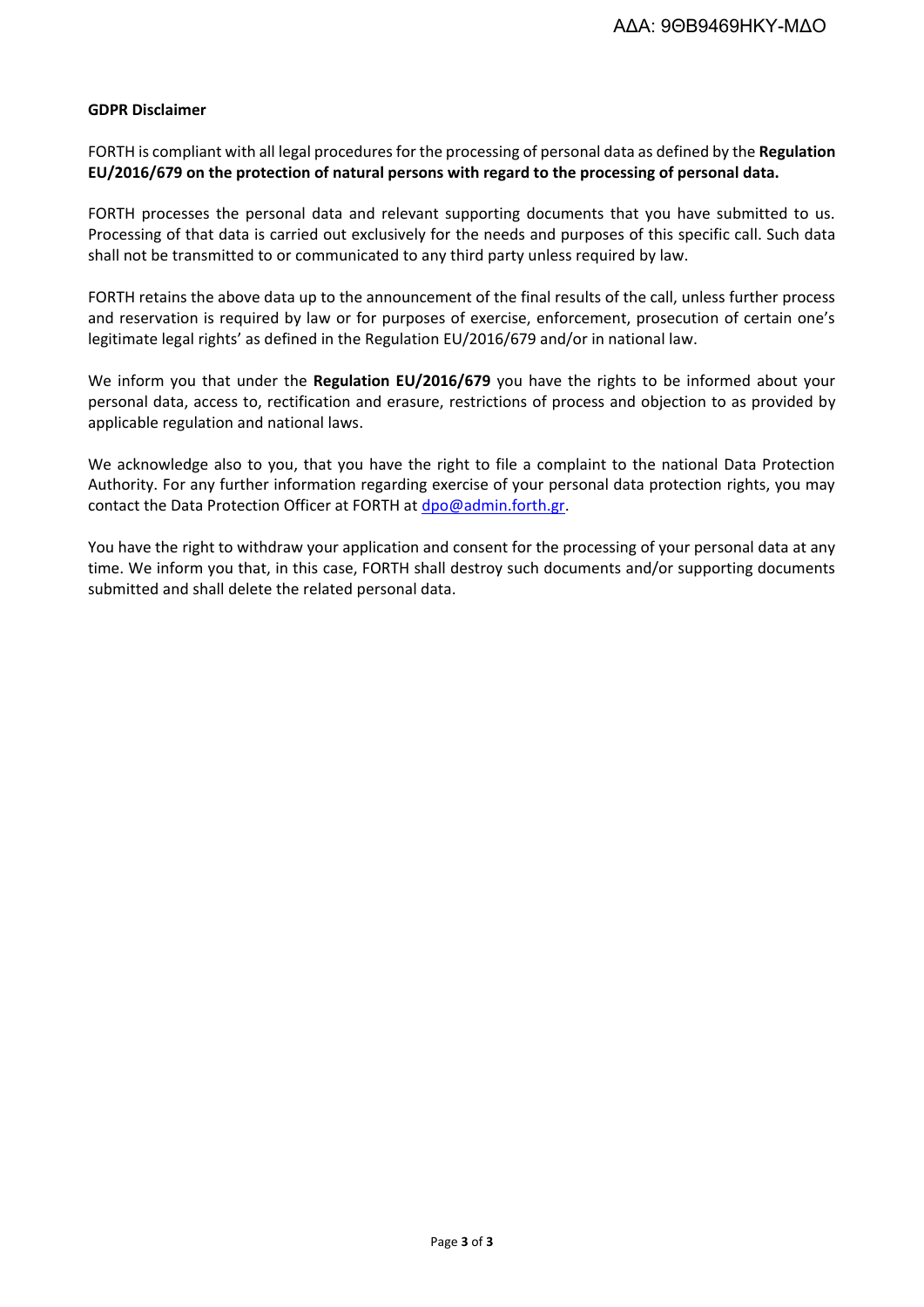**GDPR Disclaimer**

FORTH is compliant with all legal procedures for the processing of personal data as defined by the **Regulation EU/2016/679 on the protection of natural persons with regard to the processing of personal data.**

FORTH processes the personal data and relevant supporting documents that you have submitted to us. Processing of that data is carried out exclusively for the needs and purposes of this specific call. Such data shall not be transmitted to or communicated to any third party unless required by law.

FORTH retains the above data up to the announcement of the final results of the call, unless further process and reservation is required by law or for purposes of exercise, enforcement, prosecution of certain one's legitimate legal rights' as defined in the Regulation EU/2016/679 and/or in national law.

We inform you that under the **Regulation EU/2016/679** you have the rights to be informed about your personal data, access to, rectification and erasure, restrictions of process and objection to as provided by applicable regulation and national laws.

We acknowledge also to you, that you have the right to file a complaint to the national Data Protection Authority. For any further information regarding exercise of your personal data protection rights, you may contact the Data Protection Officer at FORTH at dpo@admin.forth.gr.

You have the right to withdraw your application and consent for the processing of your personal data at any time. We inform you that, in this case, FORTH shall destroy such documents and/or supporting documents submitted and shall delete the related personal data.